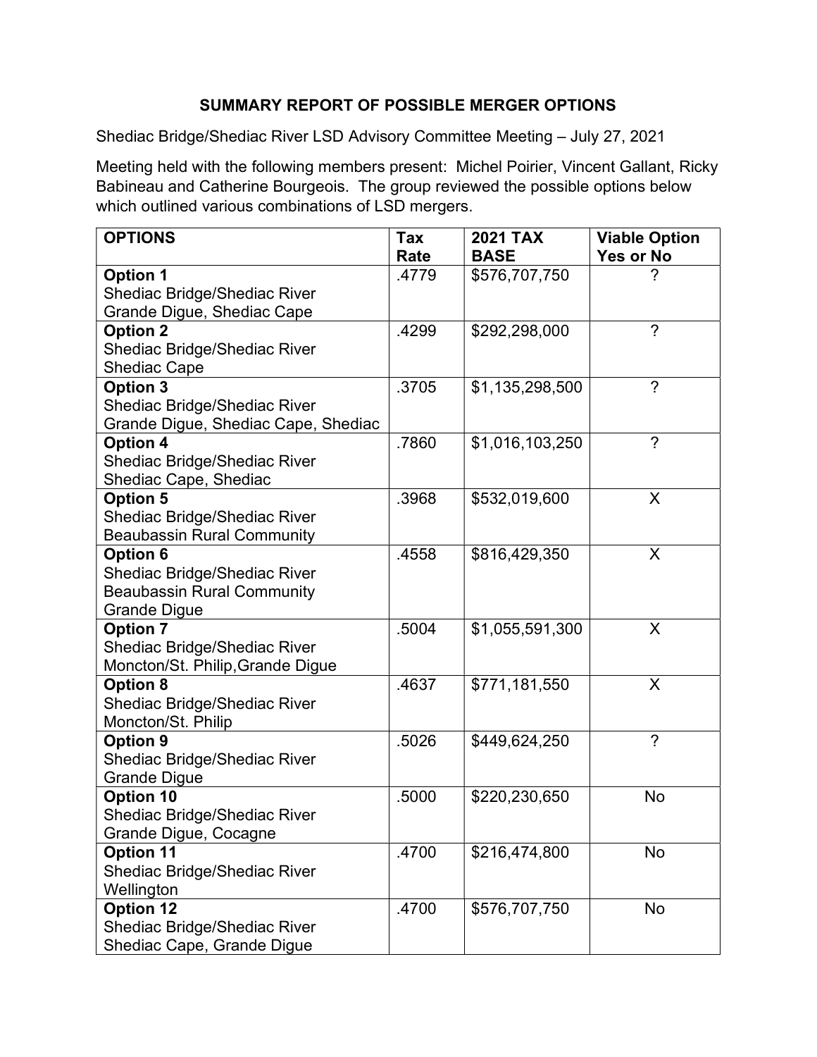# SUMMARY REPORT OF POSSIBLE MERGER OPTIONS

Shediac Bridge/Shediac River LSD Advisory Committee Meeting – July 27, 2021

Meeting held with the following members present: Michel Poirier, Vincent Gallant, Ricky Babineau and Catherine Bourgeois. The group reviewed the possible options below which outlined various combinations of LSD mergers.

| OPTIONS | Tax Rate | 2021 TAX BASE | Viable Option Yes or No |
|---|---|---|---|
| **Option 1**<br>Shediac Bridge/Shediac River<br>Grande Digue, Shediac Cape | .4779 | $576,707,750 | ? |
| **Option 2**<br>Shediac Bridge/Shediac River<br>Shediac Cape | .4299 | $292,298,000 | ? |
| **Option 3**<br>Shediac Bridge/Shediac River<br>Grande Digue, Shediac Cape, Shediac | .3705 | $1,135,298,500 | ? |
| **Option 4**<br>Shediac Bridge/Shediac River<br>Shediac Cape, Shediac | .7860 | $1,016,103,250 | ? |
| **Option 5**<br>Shediac Bridge/Shediac River<br>Beaubassin Rural Community | .3968 | $532,019,600 | X |
| **Option 6**<br>Shediac Bridge/Shediac River<br>Beaubassin Rural Community<br>Grande Digue | .4558 | $816,429,350 | X |
| **Option 7**<br>Shediac Bridge/Shediac River<br>Moncton/St. Philip,Grande Digue | .5004 | $1,055,591,300 | X |
| **Option 8**<br>Shediac Bridge/Shediac River<br>Moncton/St. Philip | .4637 | $771,181,550 | X |
| **Option 9**<br>Shediac Bridge/Shediac River<br>Grande Digue | .5026 | $449,624,250 | ? |
| **Option 10**<br>Shediac Bridge/Shediac River<br>Grande Digue, Cocagne | .5000 | $220,230,650 | No |
| **Option 11**<br>Shediac Bridge/Shediac River<br>Wellington | .4700 | $216,474,800 | No |
| **Option 12**<br>Shediac Bridge/Shediac River<br>Shediac Cape, Grande Digue | .4700 | $576,707,750 | No |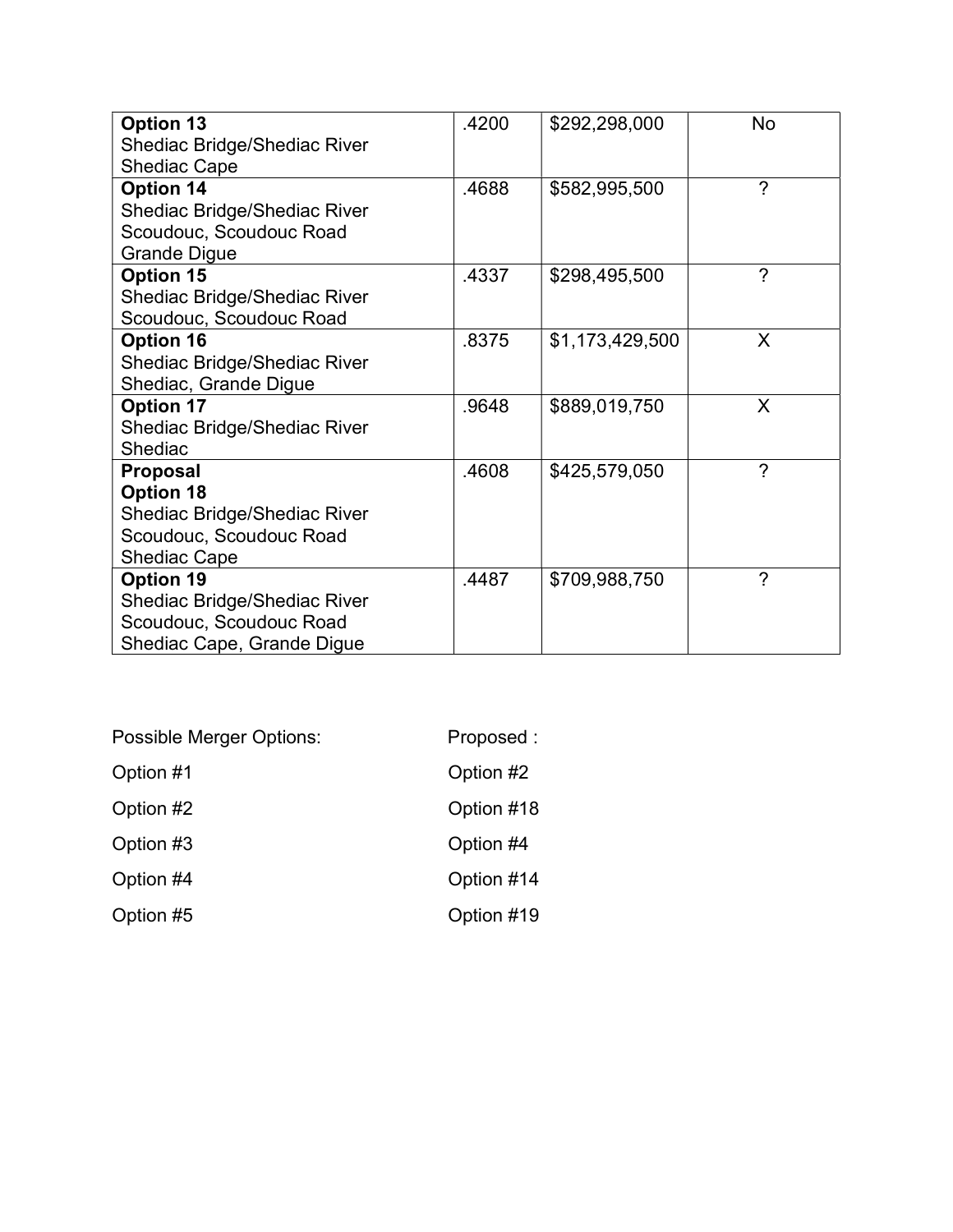| | | | |
|---|---|---|---|
| **Option 13**<br>Shediac Bridge/Shediac River<br>Shediac Cape | .4200 | $292,298,000 | No |
| **Option 14**<br>Shediac Bridge/Shediac River<br>Scoudouc, Scoudouc Road<br>Grande Digue | .4688 | $582,995,500 | ? |
| **Option 15**<br>Shediac Bridge/Shediac River<br>Scoudouc, Scoudouc Road | .4337 | $298,495,500 | ? |
| **Option 16**<br>Shediac Bridge/Shediac River<br>Shediac, Grande Digue | .8375 | $1,173,429,500 | X |
| **Option 17**<br>Shediac Bridge/Shediac River<br>Shediac | .9648 | $889,019,750 | X |
| **Proposal**<br>**Option 18**<br>Shediac Bridge/Shediac River<br>Scoudouc, Scoudouc Road<br>Shediac Cape | .4608 | $425,579,050 | ? |
| **Option 19**<br>Shediac Bridge/Shediac River<br>Scoudouc, Scoudouc Road<br>Shediac Cape, Grande Digue | .4487 | $709,988,750 | ? |

| Possible Merger Options: | Proposed : |
|---|---|
| Option #1 | Option #2 |
| Option #2 | Option #18 |
| Option #3 | Option #4 |
| Option #4 | Option #14 |
| Option #5 | Option #19 |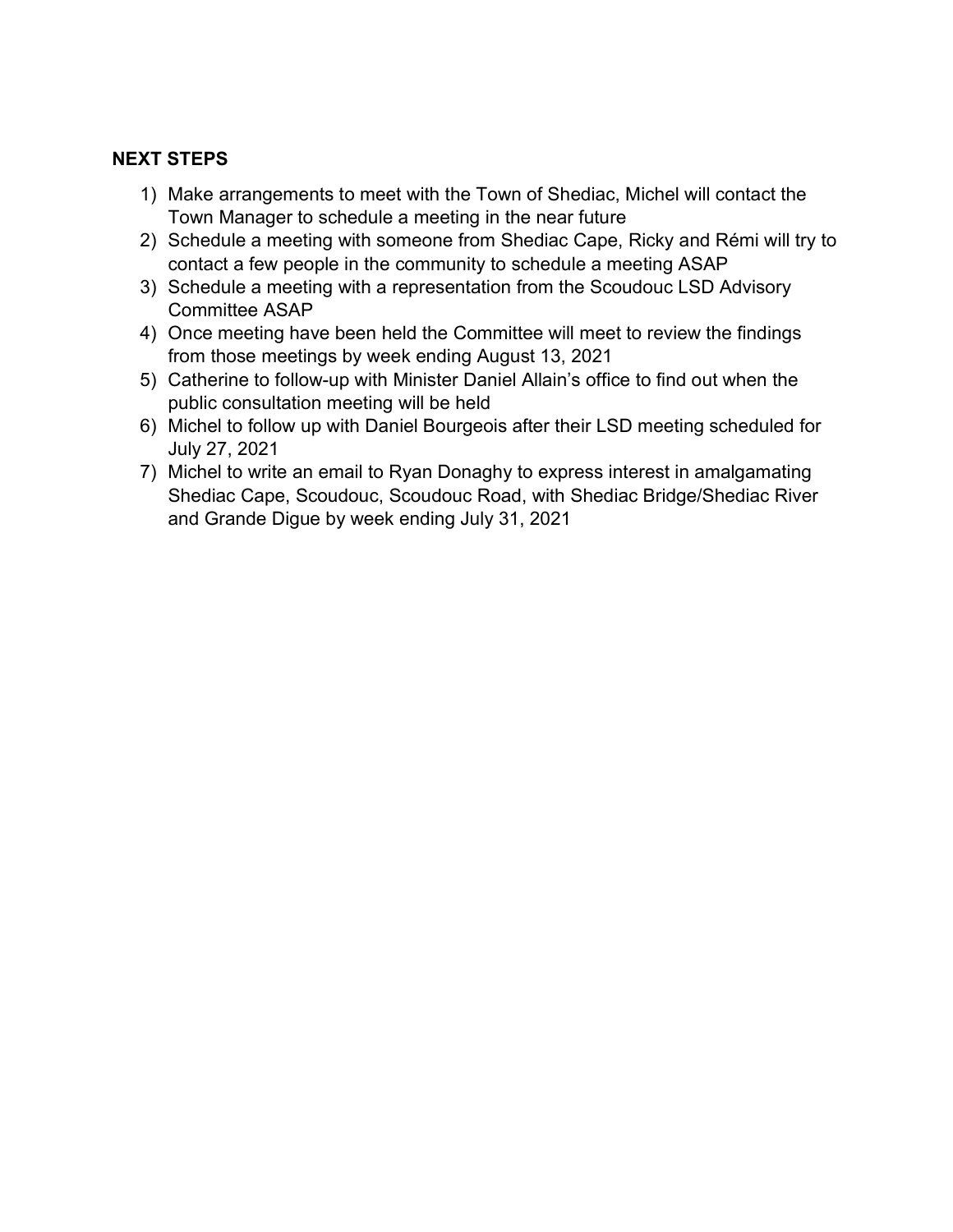**NEXT STEPS**

1) Make arrangements to meet with the Town of Shediac, Michel will contact the Town Manager to schedule a meeting in the near future
2) Schedule a meeting with someone from Shediac Cape, Ricky and Rémi will try to contact a few people in the community to schedule a meeting ASAP
3) Schedule a meeting with a representation from the Scoudouc LSD Advisory Committee ASAP
4) Once meeting have been held the Committee will meet to review the findings from those meetings by week ending August 13, 2021
5) Catherine to follow-up with Minister Daniel Allain's office to find out when the public consultation meeting will be held
6) Michel to follow up with Daniel Bourgeois after their LSD meeting scheduled for July 27, 2021
7) Michel to write an email to Ryan Donaghy to express interest in amalgamating Shediac Cape, Scoudouc, Scoudouc Road, with Shediac Bridge/Shediac River and Grande Digue by week ending July 31, 2021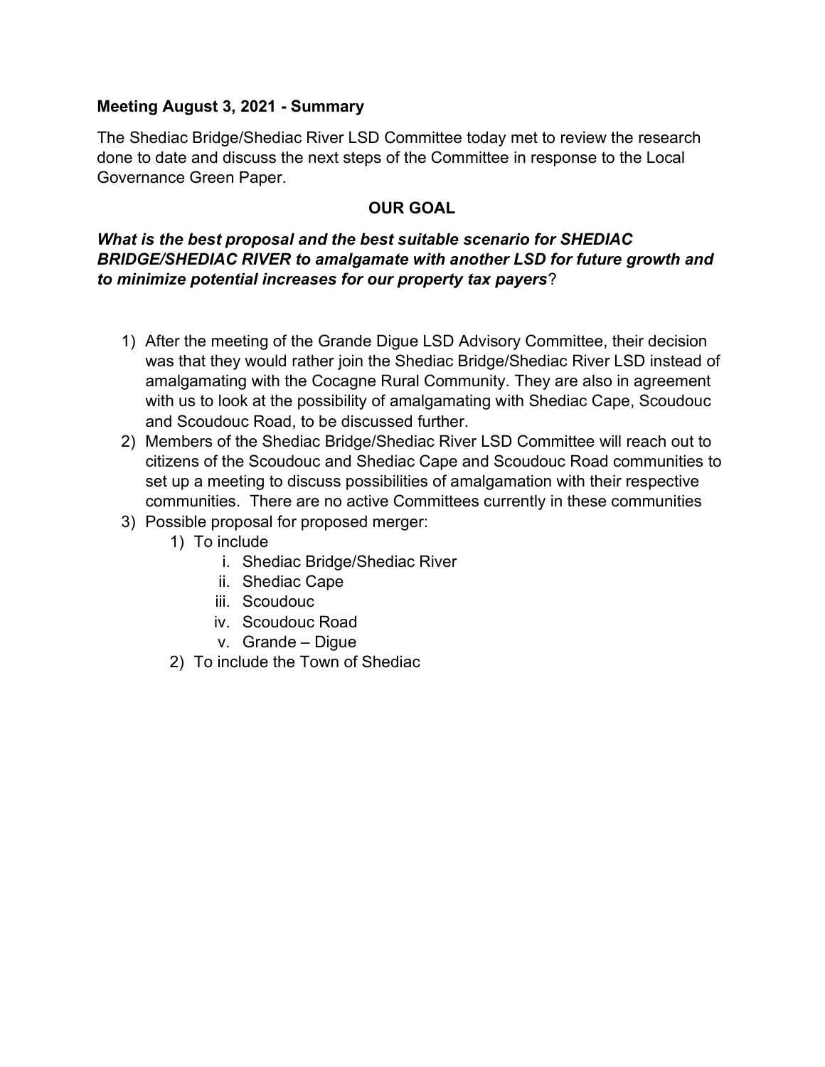**Meeting August 3, 2021 - Summary**

The Shediac Bridge/Shediac River LSD Committee today met to review the research done to date and discuss the next steps of the Committee in response to the Local Governance Green Paper.

**OUR GOAL**

***What is the best proposal and the best suitable scenario for SHEDIAC BRIDGE/SHEDIAC RIVER to amalgamate with another LSD for future growth and to minimize potential increases for our property tax payers***?

1) After the meeting of the Grande Digue LSD Advisory Committee, their decision was that they would rather join the Shediac Bridge/Shediac River LSD instead of amalgamating with the Cocagne Rural Community. They are also in agreement with us to look at the possibility of amalgamating with Shediac Cape, Scoudouc and Scoudouc Road, to be discussed further.
2) Members of the Shediac Bridge/Shediac River LSD Committee will reach out to citizens of the Scoudouc and Shediac Cape and Scoudouc Road communities to set up a meeting to discuss possibilities of amalgamation with their respective communities. There are no active Committees currently in these communities
3) Possible proposal for proposed merger:
    1) To include
        i. Shediac Bridge/Shediac River
        ii. Shediac Cape
        iii. Scoudouc
        iv. Scoudouc Road
        v. Grande – Digue
    2) To include the Town of Shediac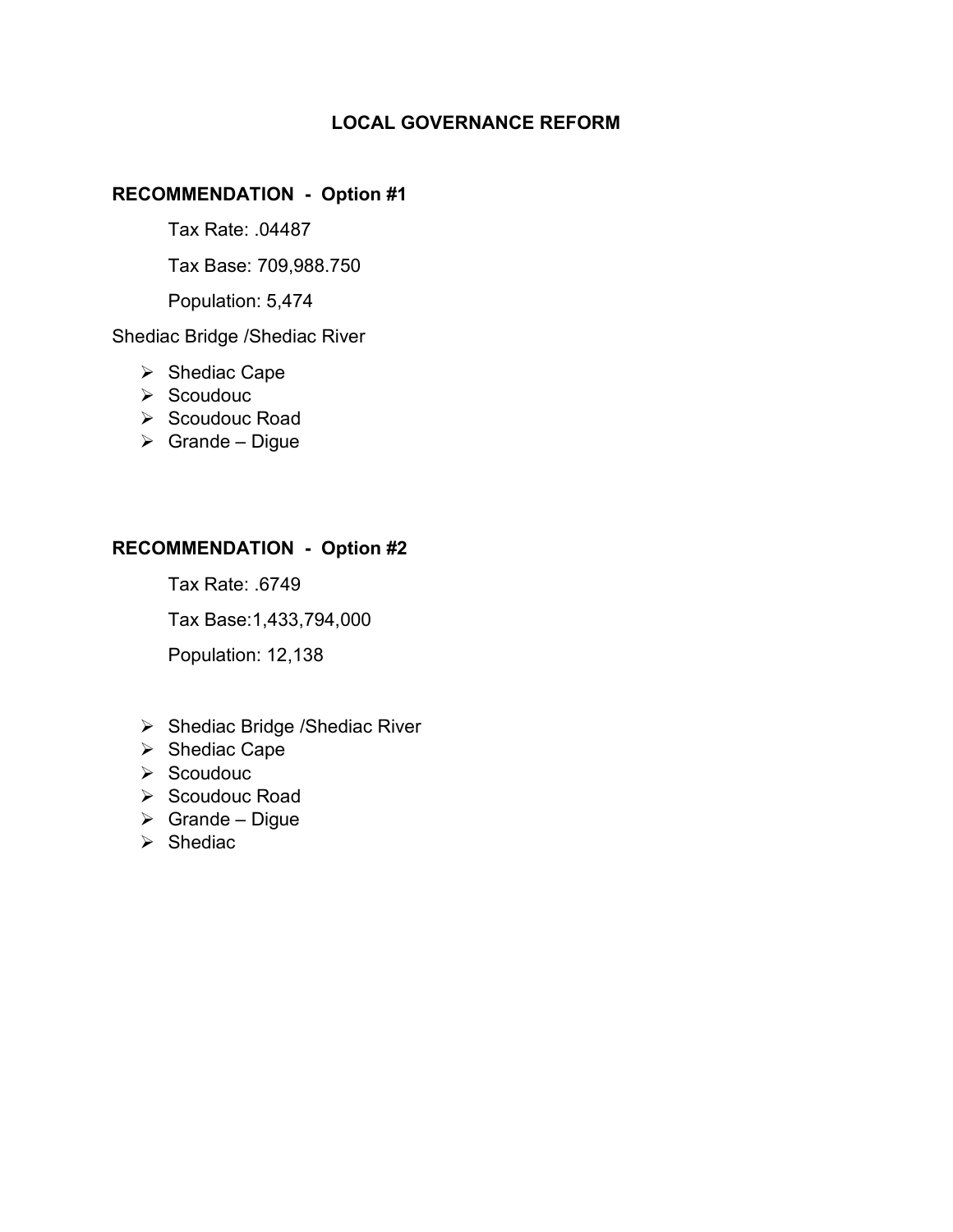# LOCAL GOVERNANCE REFORM

## RECOMMENDATION - Option #1

Tax Rate: .04487

Tax Base: 709,988.750

Population: 5,474

Shediac Bridge /Shediac River

- Shediac Cape
- Scoudouc
- Scoudouc Road
- Grande – Digue

## RECOMMENDATION - Option #2

Tax Rate: .6749

Tax Base:1,433,794,000

Population: 12,138

- Shediac Bridge /Shediac River
- Shediac Cape
- Scoudouc
- Scoudouc Road
- Grande – Digue
- Shediac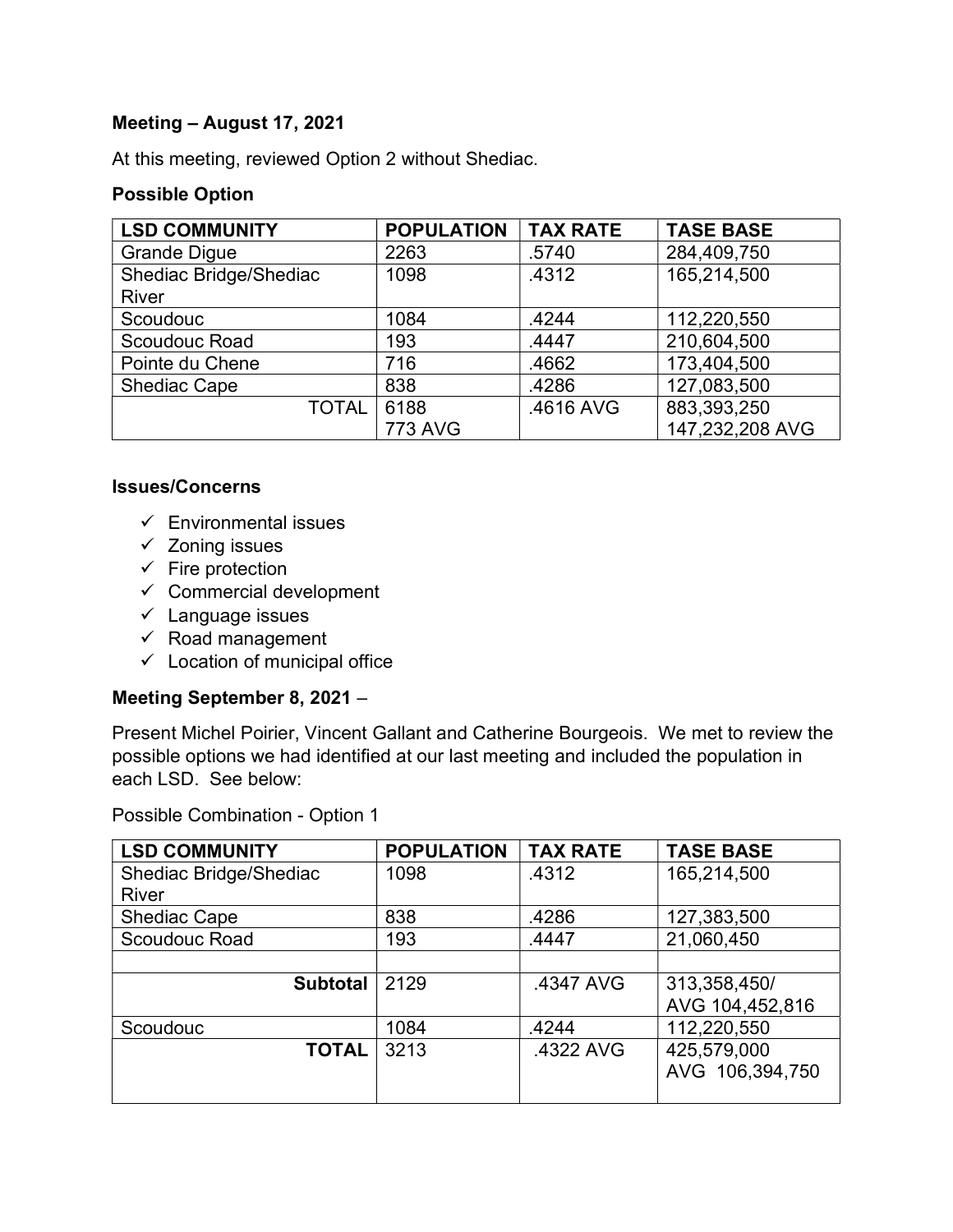**Meeting – August 17, 2021**

At this meeting, reviewed Option 2 without Shediac.

**Possible Option**

| LSD COMMUNITY | POPULATION | TAX RATE | TASE BASE |
|---|---|---|---|
| Grande Digue | 2263 | .5740 | 284,409,750 |
| Shediac Bridge/Shediac River | 1098 | .4312 | 165,214,500 |
| Scoudouc | 1084 | .4244 | 112,220,550 |
| Scoudouc Road | 193 | .4447 | 210,604,500 |
| Pointe du Chene | 716 | .4662 | 173,404,500 |
| Shediac Cape | 838 | .4286 | 127,083,500 |
| TOTAL | 6188<br>773 AVG | .4616 AVG | 883,393,250<br>147,232,208 AVG |

**Issues/Concerns**

- ✓ Environmental issues
- ✓ Zoning issues
- ✓ Fire protection
- ✓ Commercial development
- ✓ Language issues
- ✓ Road management
- ✓ Location of municipal office

**Meeting September 8, 2021** –

Present Michel Poirier, Vincent Gallant and Catherine Bourgeois. We met to review the possible options we had identified at our last meeting and included the population in each LSD. See below:

Possible Combination - Option 1

| LSD COMMUNITY | POPULATION | TAX RATE | TASE BASE |
|---|---|---|---|
| Shediac Bridge/Shediac River | 1098 | .4312 | 165,214,500 |
| Shediac Cape | 838 | .4286 | 127,383,500 |
| Scoudouc Road | 193 | .4447 | 21,060,450 |
| | | | |
| **Subtotal** | 2129 | .4347 AVG | 313,358,450/<br>AVG 104,452,816 |
| Scoudouc | 1084 | .4244 | 112,220,550 |
| **TOTAL** | 3213 | .4322 AVG | 425,579,000<br>AVG 106,394,750 |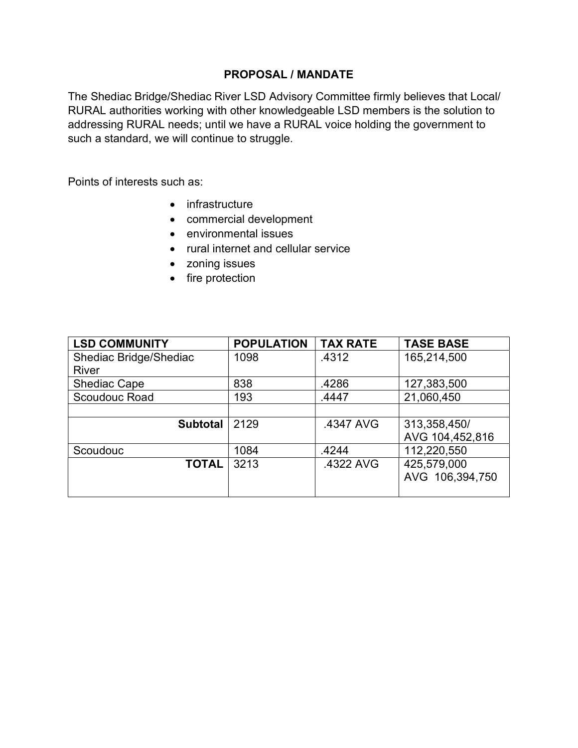## PROPOSAL / MANDATE

The Shediac Bridge/Shediac River LSD Advisory Committee firmly believes that Local/ RURAL authorities working with other knowledgeable LSD members is the solution to addressing RURAL needs; until we have a RURAL voice holding the government to such a standard, we will continue to struggle.

Points of interests such as:

- infrastructure
- commercial development
- environmental issues
- rural internet and cellular service
- zoning issues
- fire protection

| LSD COMMUNITY | POPULATION | TAX RATE | TASE BASE |
|---|---|---|---|
| Shediac Bridge/Shediac River | 1098 | .4312 | 165,214,500 |
| Shediac Cape | 838 | .4286 | 127,383,500 |
| Scoudouc Road | 193 | .4447 | 21,060,450 |
| | | | |
| **Subtotal** | 2129 | .4347 AVG | 313,358,450/ AVG 104,452,816 |
| Scoudouc | 1084 | .4244 | 112,220,550 |
| **TOTAL** | 3213 | .4322 AVG | 425,579,000 AVG 106,394,750 |